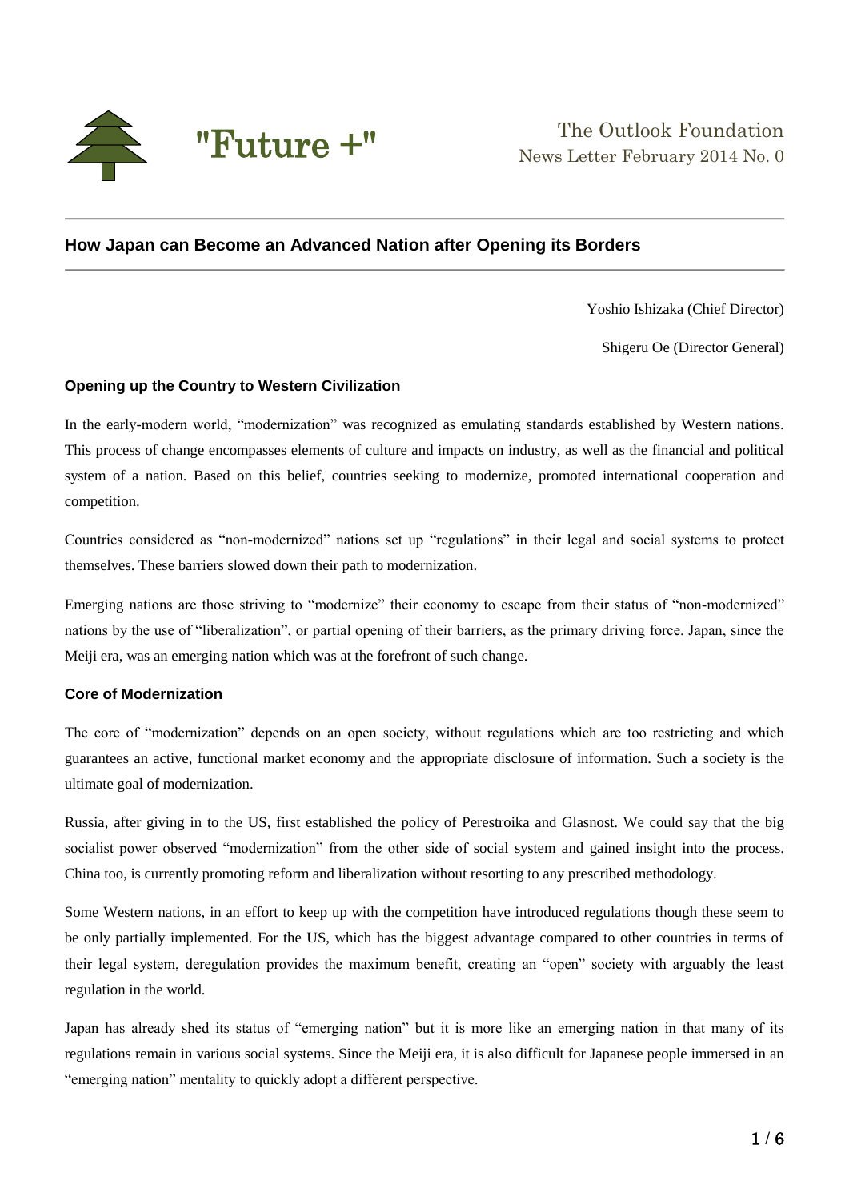"Future +"

The Outlook Foundation
News Letter February 2014 No. 0

## How Japan can Become an Advanced Nation after Opening its Borders

Yoshio Ishizaka (Chief Director)

Shigeru Oe (Director General)

### Opening up the Country to Western Civilization

In the early-modern world, "modernization" was recognized as emulating standards established by Western nations. This process of change encompasses elements of culture and impacts on industry, as well as the financial and political system of a nation. Based on this belief, countries seeking to modernize, promoted international cooperation and competition.

Countries considered as "non-modernized" nations set up "regulations" in their legal and social systems to protect themselves. These barriers slowed down their path to modernization.

Emerging nations are those striving to "modernize" their economy to escape from their status of "non-modernized" nations by the use of "liberalization", or partial opening of their barriers, as the primary driving force. Japan, since the Meiji era, was an emerging nation which was at the forefront of such change.

### Core of Modernization

The core of "modernization" depends on an open society, without regulations which are too restricting and which guarantees an active, functional market economy and the appropriate disclosure of information. Such a society is the ultimate goal of modernization.

Russia, after giving in to the US, first established the policy of Perestroika and Glasnost. We could say that the big socialist power observed "modernization" from the other side of social system and gained insight into the process. China too, is currently promoting reform and liberalization without resorting to any prescribed methodology.

Some Western nations, in an effort to keep up with the competition have introduced regulations though these seem to be only partially implemented. For the US, which has the biggest advantage compared to other countries in terms of their legal system, deregulation provides the maximum benefit, creating an "open" society with arguably the least regulation in the world.

Japan has already shed its status of "emerging nation" but it is more like an emerging nation in that many of its regulations remain in various social systems. Since the Meiji era, it is also difficult for Japanese people immersed in an "emerging nation" mentality to quickly adopt a different perspective.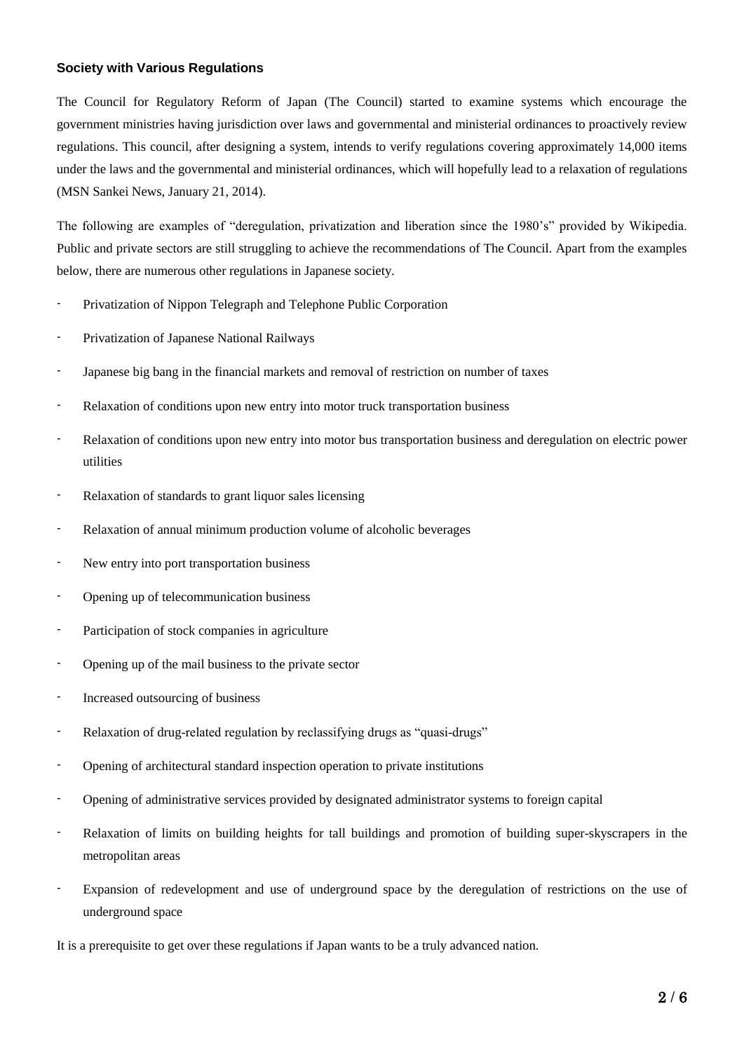**Society with Various Regulations**

The Council for Regulatory Reform of Japan (The Council) started to examine systems which encourage the government ministries having jurisdiction over laws and governmental and ministerial ordinances to proactively review regulations. This council, after designing a system, intends to verify regulations covering approximately 14,000 items under the laws and the governmental and ministerial ordinances, which will hopefully lead to a relaxation of regulations (MSN Sankei News, January 21, 2014).

The following are examples of "deregulation, privatization and liberation since the 1980's" provided by Wikipedia. Public and private sectors are still struggling to achieve the recommendations of The Council. Apart from the examples below, there are numerous other regulations in Japanese society.

- Privatization of Nippon Telegraph and Telephone Public Corporation
- Privatization of Japanese National Railways
- Japanese big bang in the financial markets and removal of restriction on number of taxes
- Relaxation of conditions upon new entry into motor truck transportation business
- Relaxation of conditions upon new entry into motor bus transportation business and deregulation on electric power utilities
- Relaxation of standards to grant liquor sales licensing
- Relaxation of annual minimum production volume of alcoholic beverages
- New entry into port transportation business
- Opening up of telecommunication business
- Participation of stock companies in agriculture
- Opening up of the mail business to the private sector
- Increased outsourcing of business
- Relaxation of drug-related regulation by reclassifying drugs as "quasi-drugs"
- Opening of architectural standard inspection operation to private institutions
- Opening of administrative services provided by designated administrator systems to foreign capital
- Relaxation of limits on building heights for tall buildings and promotion of building super-skyscrapers in the metropolitan areas
- Expansion of redevelopment and use of underground space by the deregulation of restrictions on the use of underground space

It is a prerequisite to get over these regulations if Japan wants to be a truly advanced nation.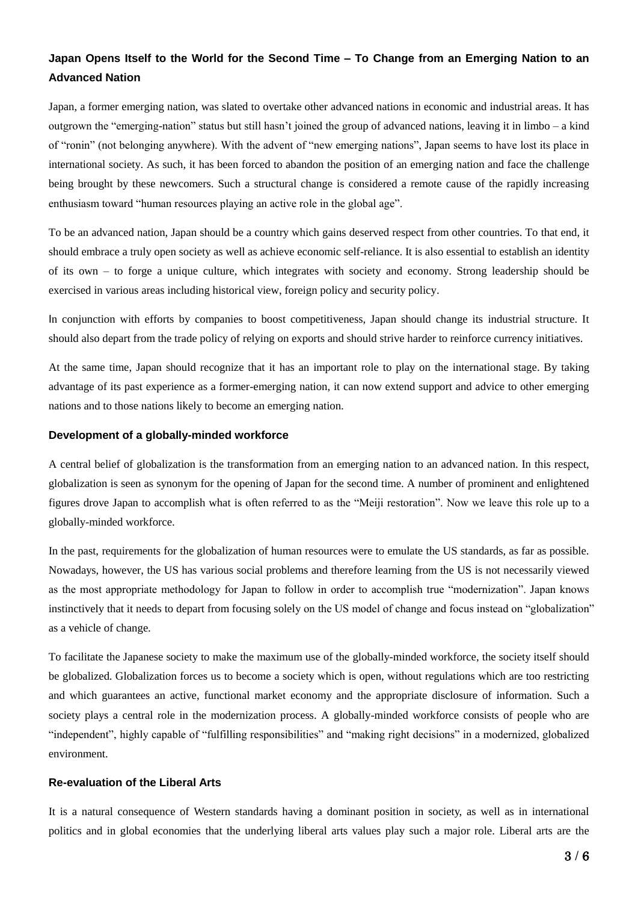## Japan Opens Itself to the World for the Second Time – To Change from an Emerging Nation to an Advanced Nation

Japan, a former emerging nation, was slated to overtake other advanced nations in economic and industrial areas. It has outgrown the "emerging-nation" status but still hasn't joined the group of advanced nations, leaving it in limbo – a kind of "ronin" (not belonging anywhere). With the advent of "new emerging nations", Japan seems to have lost its place in international society. As such, it has been forced to abandon the position of an emerging nation and face the challenge being brought by these newcomers. Such a structural change is considered a remote cause of the rapidly increasing enthusiasm toward "human resources playing an active role in the global age".

To be an advanced nation, Japan should be a country which gains deserved respect from other countries. To that end, it should embrace a truly open society as well as achieve economic self-reliance. It is also essential to establish an identity of its own – to forge a unique culture, which integrates with society and economy. Strong leadership should be exercised in various areas including historical view, foreign policy and security policy.

In conjunction with efforts by companies to boost competitiveness, Japan should change its industrial structure. It should also depart from the trade policy of relying on exports and should strive harder to reinforce currency initiatives.

At the same time, Japan should recognize that it has an important role to play on the international stage. By taking advantage of its past experience as a former-emerging nation, it can now extend support and advice to other emerging nations and to those nations likely to become an emerging nation.

### Development of a globally-minded workforce

A central belief of globalization is the transformation from an emerging nation to an advanced nation. In this respect, globalization is seen as synonym for the opening of Japan for the second time. A number of prominent and enlightened figures drove Japan to accomplish what is often referred to as the "Meiji restoration". Now we leave this role up to a globally-minded workforce.

In the past, requirements for the globalization of human resources were to emulate the US standards, as far as possible. Nowadays, however, the US has various social problems and therefore learning from the US is not necessarily viewed as the most appropriate methodology for Japan to follow in order to accomplish true "modernization". Japan knows instinctively that it needs to depart from focusing solely on the US model of change and focus instead on "globalization" as a vehicle of change.

To facilitate the Japanese society to make the maximum use of the globally-minded workforce, the society itself should be globalized. Globalization forces us to become a society which is open, without regulations which are too restricting and which guarantees an active, functional market economy and the appropriate disclosure of information. Such a society plays a central role in the modernization process. A globally-minded workforce consists of people who are "independent", highly capable of "fulfilling responsibilities" and "making right decisions" in a modernized, globalized environment.

### Re-evaluation of the Liberal Arts

It is a natural consequence of Western standards having a dominant position in society, as well as in international politics and in global economies that the underlying liberal arts values play such a major role. Liberal arts are the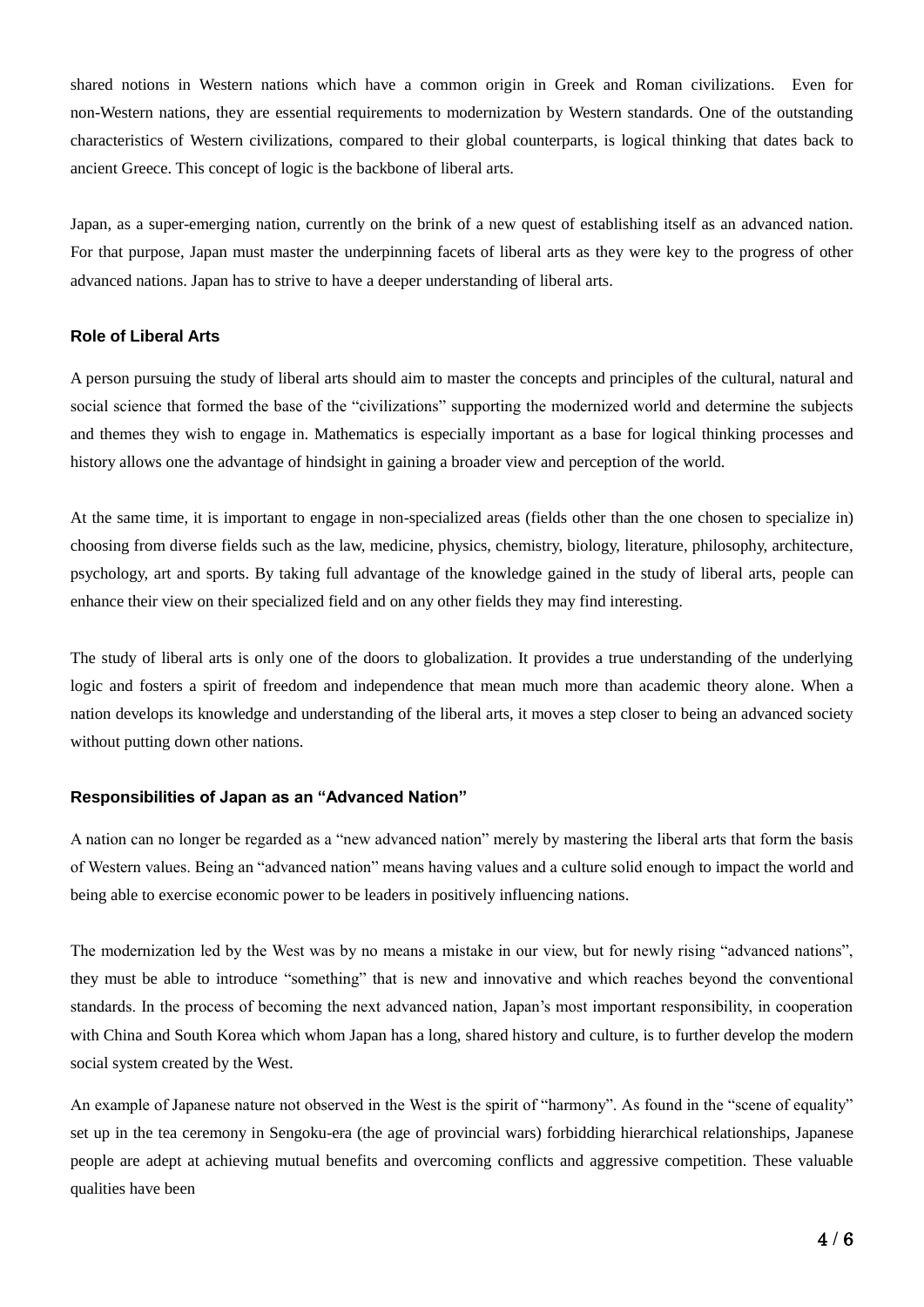shared notions in Western nations which have a common origin in Greek and Roman civilizations. Even for non-Western nations, they are essential requirements to modernization by Western standards. One of the outstanding characteristics of Western civilizations, compared to their global counterparts, is logical thinking that dates back to ancient Greece. This concept of logic is the backbone of liberal arts.

Japan, as a super-emerging nation, currently on the brink of a new quest of establishing itself as an advanced nation. For that purpose, Japan must master the underpinning facets of liberal arts as they were key to the progress of other advanced nations. Japan has to strive to have a deeper understanding of liberal arts.

### Role of Liberal Arts

A person pursuing the study of liberal arts should aim to master the concepts and principles of the cultural, natural and social science that formed the base of the "civilizations" supporting the modernized world and determine the subjects and themes they wish to engage in. Mathematics is especially important as a base for logical thinking processes and history allows one the advantage of hindsight in gaining a broader view and perception of the world.

At the same time, it is important to engage in non-specialized areas (fields other than the one chosen to specialize in) choosing from diverse fields such as the law, medicine, physics, chemistry, biology, literature, philosophy, architecture, psychology, art and sports. By taking full advantage of the knowledge gained in the study of liberal arts, people can enhance their view on their specialized field and on any other fields they may find interesting.

The study of liberal arts is only one of the doors to globalization. It provides a true understanding of the underlying logic and fosters a spirit of freedom and independence that mean much more than academic theory alone. When a nation develops its knowledge and understanding of the liberal arts, it moves a step closer to being an advanced society without putting down other nations.

### Responsibilities of Japan as an "Advanced Nation"

A nation can no longer be regarded as a "new advanced nation" merely by mastering the liberal arts that form the basis of Western values. Being an "advanced nation" means having values and a culture solid enough to impact the world and being able to exercise economic power to be leaders in positively influencing nations.

The modernization led by the West was by no means a mistake in our view, but for newly rising "advanced nations", they must be able to introduce "something" that is new and innovative and which reaches beyond the conventional standards. In the process of becoming the next advanced nation, Japan's most important responsibility, in cooperation with China and South Korea which whom Japan has a long, shared history and culture, is to further develop the modern social system created by the West.

An example of Japanese nature not observed in the West is the spirit of "harmony". As found in the "scene of equality" set up in the tea ceremony in Sengoku-era (the age of provincial wars) forbidding hierarchical relationships, Japanese people are adept at achieving mutual benefits and overcoming conflicts and aggressive competition. These valuable qualities have been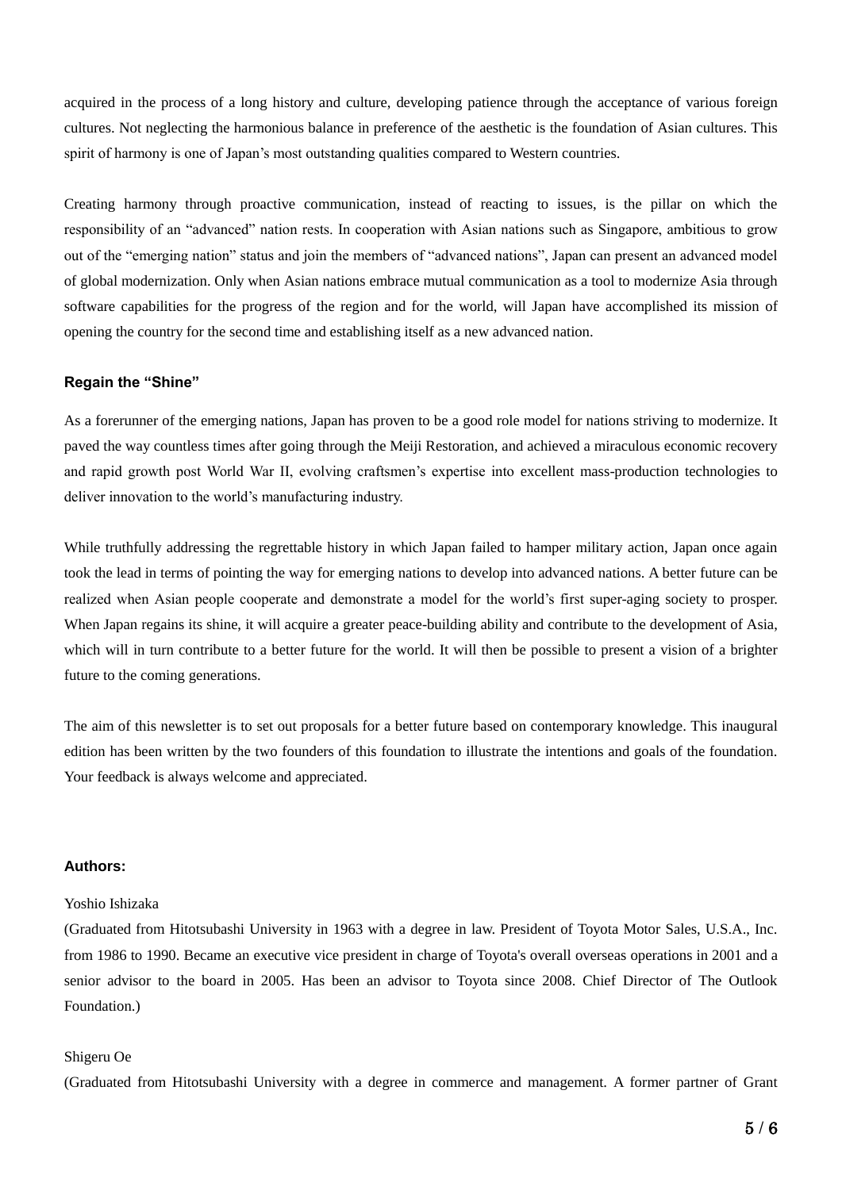acquired in the process of a long history and culture, developing patience through the acceptance of various foreign cultures. Not neglecting the harmonious balance in preference of the aesthetic is the foundation of Asian cultures. This spirit of harmony is one of Japan's most outstanding qualities compared to Western countries.

Creating harmony through proactive communication, instead of reacting to issues, is the pillar on which the responsibility of an "advanced" nation rests. In cooperation with Asian nations such as Singapore, ambitious to grow out of the "emerging nation" status and join the members of "advanced nations", Japan can present an advanced model of global modernization. Only when Asian nations embrace mutual communication as a tool to modernize Asia through software capabilities for the progress of the region and for the world, will Japan have accomplished its mission of opening the country for the second time and establishing itself as a new advanced nation.

### Regain the "Shine"

As a forerunner of the emerging nations, Japan has proven to be a good role model for nations striving to modernize. It paved the way countless times after going through the Meiji Restoration, and achieved a miraculous economic recovery and rapid growth post World War II, evolving craftsmen's expertise into excellent mass-production technologies to deliver innovation to the world's manufacturing industry.

While truthfully addressing the regrettable history in which Japan failed to hamper military action, Japan once again took the lead in terms of pointing the way for emerging nations to develop into advanced nations. A better future can be realized when Asian people cooperate and demonstrate a model for the world's first super-aging society to prosper. When Japan regains its shine, it will acquire a greater peace-building ability and contribute to the development of Asia, which will in turn contribute to a better future for the world. It will then be possible to present a vision of a brighter future to the coming generations.

The aim of this newsletter is to set out proposals for a better future based on contemporary knowledge. This inaugural edition has been written by the two founders of this foundation to illustrate the intentions and goals of the foundation. Your feedback is always welcome and appreciated.

### Authors:

Yoshio Ishizaka

(Graduated from Hitotsubashi University in 1963 with a degree in law. President of Toyota Motor Sales, U.S.A., Inc. from 1986 to 1990. Became an executive vice president in charge of Toyota's overall overseas operations in 2001 and a senior advisor to the board in 2005. Has been an advisor to Toyota since 2008. Chief Director of The Outlook Foundation.)

Shigeru Oe

(Graduated from Hitotsubashi University with a degree in commerce and management. A former partner of Grant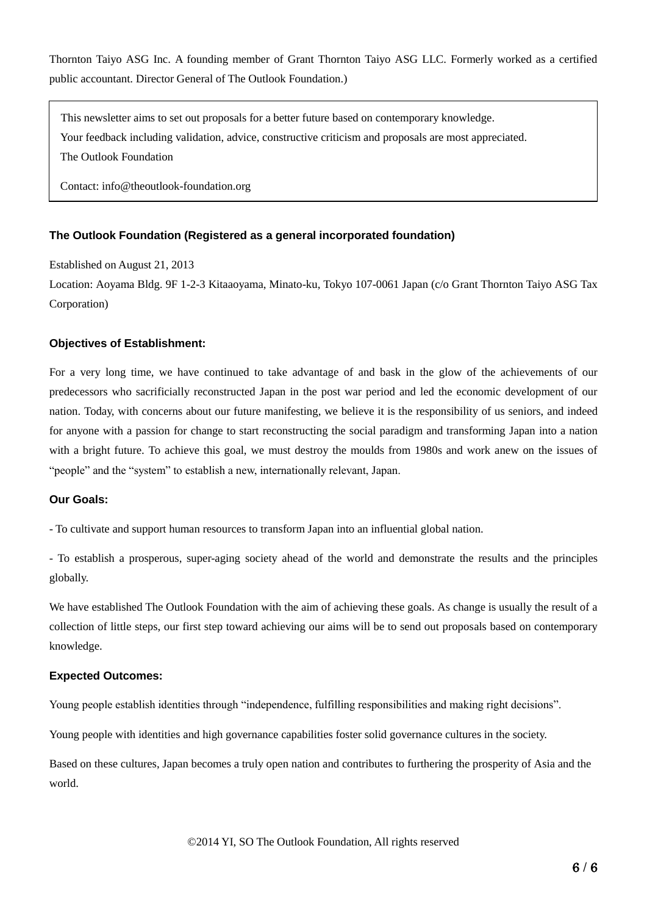Thornton Taiyo ASG Inc. A founding member of Grant Thornton Taiyo ASG LLC. Formerly worked as a certified public accountant. Director General of The Outlook Foundation.)

> This newsletter aims to set out proposals for a better future based on contemporary knowledge.
> Your feedback including validation, advice, constructive criticism and proposals are most appreciated.
> The Outlook Foundation
>
> Contact: info@theoutlook-foundation.org

### The Outlook Foundation (Registered as a general incorporated foundation)

Established on August 21, 2013

Location: Aoyama Bldg. 9F 1-2-3 Kitaaoyama, Minato-ku, Tokyo 107-0061 Japan (c/o Grant Thornton Taiyo ASG Tax Corporation)

### Objectives of Establishment:

For a very long time, we have continued to take advantage of and bask in the glow of the achievements of our predecessors who sacrificially reconstructed Japan in the post war period and led the economic development of our nation. Today, with concerns about our future manifesting, we believe it is the responsibility of us seniors, and indeed for anyone with a passion for change to start reconstructing the social paradigm and transforming Japan into a nation with a bright future. To achieve this goal, we must destroy the moulds from 1980s and work anew on the issues of "people" and the "system" to establish a new, internationally relevant, Japan.

### Our Goals:

- To cultivate and support human resources to transform Japan into an influential global nation.

- To establish a prosperous, super-aging society ahead of the world and demonstrate the results and the principles globally.

We have established The Outlook Foundation with the aim of achieving these goals. As change is usually the result of a collection of little steps, our first step toward achieving our aims will be to send out proposals based on contemporary knowledge.

### Expected Outcomes:

Young people establish identities through "independence, fulfilling responsibilities and making right decisions".

Young people with identities and high governance capabilities foster solid governance cultures in the society.

Based on these cultures, Japan becomes a truly open nation and contributes to furthering the prosperity of Asia and the world.

©2014 YI, SO The Outlook Foundation, All rights reserved